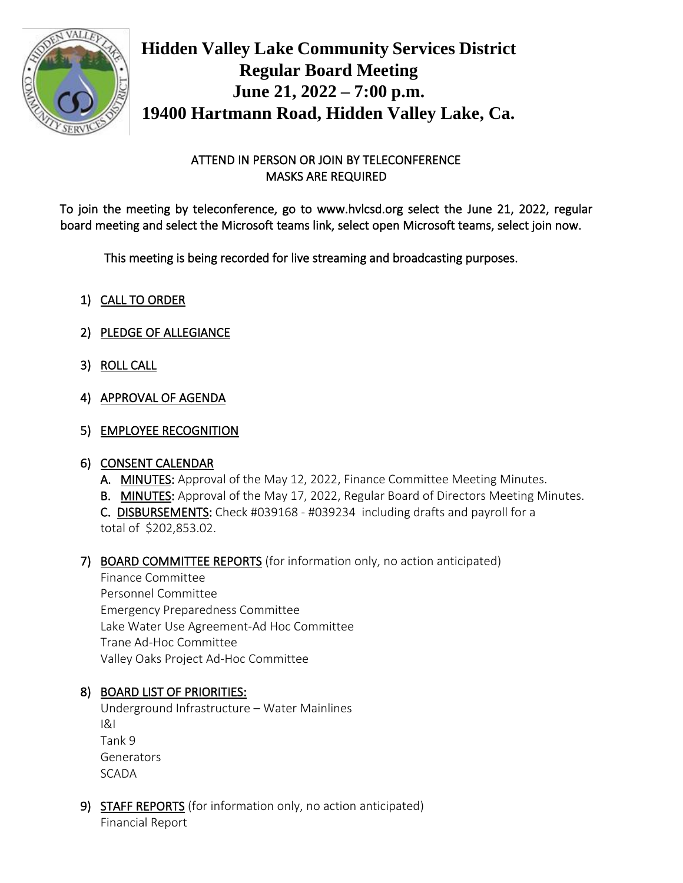# Hidden Valley Lake Community Services District
# Regular Board Meeting
# June 21, 2022 – 7:00 p.m.
# 19400 Hartmann Road, Hidden Valley Lake, Ca.

ATTEND IN PERSON OR JOIN BY TELECONFERENCE
MASKS ARE REQUIRED

To join the meeting by teleconference, go to www.hvlcsd.org select the June 21, 2022, regular board meeting and select the Microsoft teams link, select open Microsoft teams, select join now.

This meeting is being recorded for live streaming and broadcasting purposes.

1) CALL TO ORDER

2) PLEDGE OF ALLEGIANCE

3) ROLL CALL

4) APPROVAL OF AGENDA

5) EMPLOYEE RECOGNITION

6) CONSENT CALENDAR
   **A.** MINUTES: Approval of the May 12, 2022, Finance Committee Meeting Minutes.
   **B.** MINUTES: Approval of the May 17, 2022, Regular Board of Directors Meeting Minutes.
   **C.** DISBURSEMENTS: Check #039168 - #039234 including drafts and payroll for a total of $202,853.02.

7) **BOARD COMMITTEE REPORTS** (for information only, no action anticipated)
   Finance Committee
   Personnel Committee
   Emergency Preparedness Committee
   Lake Water Use Agreement-Ad Hoc Committee
   Trane Ad-Hoc Committee
   Valley Oaks Project Ad-Hoc Committee

8) BOARD LIST OF PRIORITIES:
   Underground Infrastructure – Water Mainlines
   I&I
   Tank 9
   Generators
   SCADA

9) STAFF REPORTS (for information only, no action anticipated)
   Financial Report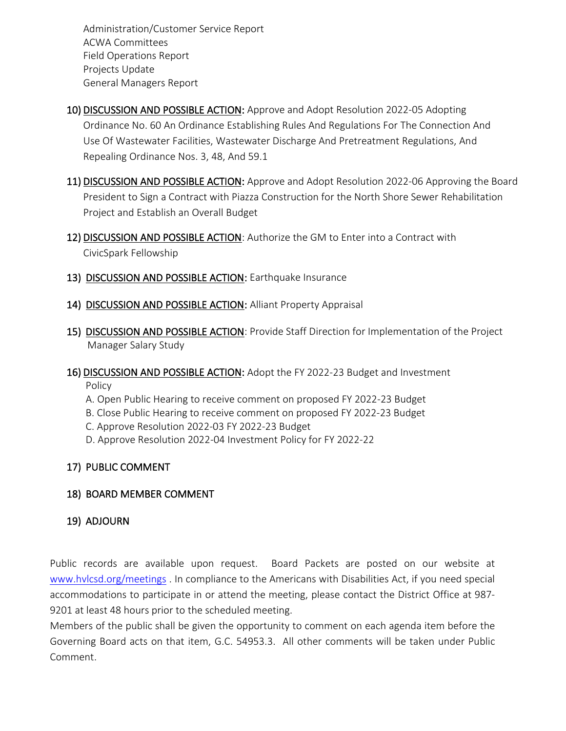Administration/Customer Service Report
ACWA Committees
Field Operations Report
Projects Update
General Managers Report

10) DISCUSSION AND POSSIBLE ACTION: Approve and Adopt Resolution 2022-05 Adopting Ordinance No. 60 An Ordinance Establishing Rules And Regulations For The Connection And Use Of Wastewater Facilities, Wastewater Discharge And Pretreatment Regulations, And Repealing Ordinance Nos. 3, 48, And 59.1

11) DISCUSSION AND POSSIBLE ACTION: Approve and Adopt Resolution 2022-06 Approving the Board President to Sign a Contract with Piazza Construction for the North Shore Sewer Rehabilitation Project and Establish an Overall Budget

12) DISCUSSION AND POSSIBLE ACTION: Authorize the GM to Enter into a Contract with CivicSpark Fellowship

13) DISCUSSION AND POSSIBLE ACTION: Earthquake Insurance

14) DISCUSSION AND POSSIBLE ACTION: Alliant Property Appraisal

15) DISCUSSION AND POSSIBLE ACTION: Provide Staff Direction for Implementation of the Project Manager Salary Study

16) DISCUSSION AND POSSIBLE ACTION: Adopt the FY 2022-23 Budget and Investment Policy
   A. Open Public Hearing to receive comment on proposed FY 2022-23 Budget
   B. Close Public Hearing to receive comment on proposed FY 2022-23 Budget
   C. Approve Resolution 2022-03 FY 2022-23 Budget
   D. Approve Resolution 2022-04 Investment Policy for FY 2022-22

17) PUBLIC COMMENT

18) BOARD MEMBER COMMENT

19) ADJOURN

Public records are available upon request. Board Packets are posted on our website at www.hvlcsd.org/meetings . In compliance to the Americans with Disabilities Act, if you need special accommodations to participate in or attend the meeting, please contact the District Office at 987-9201 at least 48 hours prior to the scheduled meeting.
Members of the public shall be given the opportunity to comment on each agenda item before the Governing Board acts on that item, G.C. 54953.3. All other comments will be taken under Public Comment.